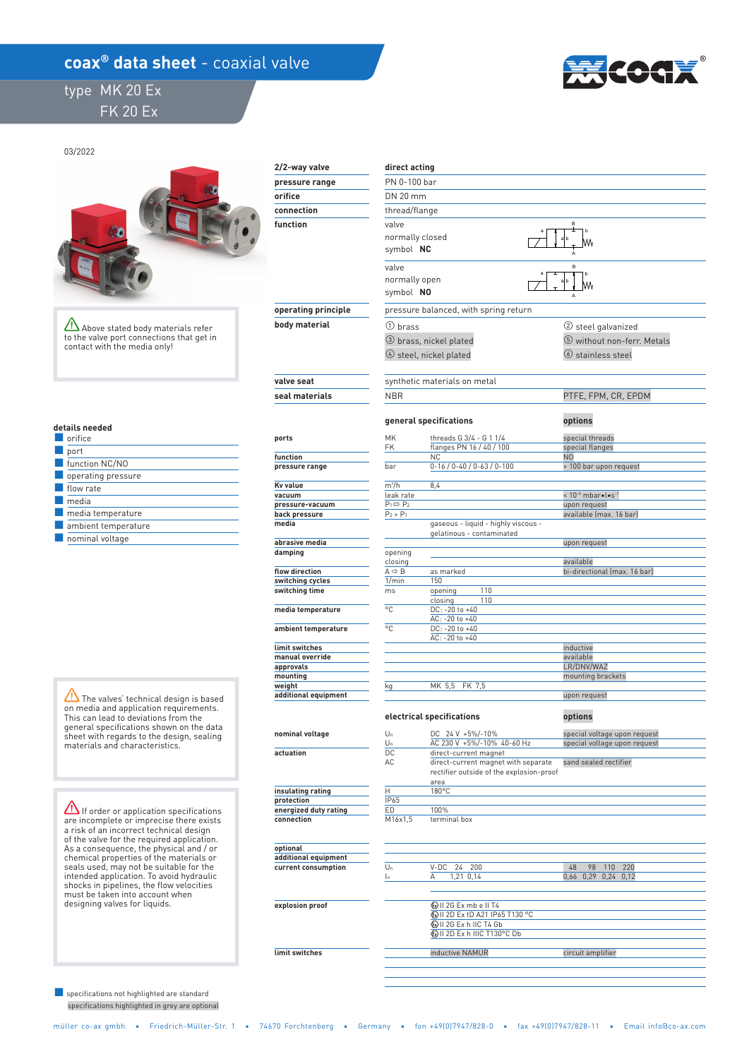# coax® data sheet - coaxial valve

## type MK 20 Ex
## FK 20 Ex

03/2022

| | |
|---|---|
| **2/2-way valve** | **direct acting** |
| **pressure range** | PN 0-100 bar |
| **orifice** | DN 20 mm |
| **connection** | thread/flange |
| **function** | valve normally closed symbol **NC** |
| | valve normally open symbol **NO** |
| **operating principle** | pressure balanced, with spring return |
| **body material** | ① brass; ② steel galvanized; ③ brass, nickel plated; ⑤ without non-ferr. Metals; ④ steel, nickel plated; ⑥ stainless steel |
| **valve seat** | synthetic materials on metal |
| **seal materials** | NBR; PTFE, FPM, CR, EPDM |

⚠ Above stated body materials refer to the valve port connections that get in contact with the media only!

### details needed

- orifice
- port
- function NC/NO
- operating pressure
- flow rate
- media
- media temperature
- ambient temperature
- nominal voltage

### general specifications

| | | general specifications | options |
|---|---|---|---|
| **ports** | MK | threads G 3/4 - G 1 1/4 | special threads |
| | FK | flanges PN 16 / 40 / 100 | special flanges |
| **function** | | NC | NO |
| **pressure range** | bar | 0-16 / 0-40 / 0-63 / 0-100 | > 100 bar upon request |
| **Kv value** | $m^3/h$ | 8,4 | |
| **vacuum** | leak rate | | < $10^{-6}$ mbar•l•$s^{-1}$ |
| **pressure-vacuum** | $P_1 \Leftrightarrow P_2$ | | upon request |
| **back pressure** | $P_2 > P_1$ | | available (max. 16 bar) |
| **media** | | gaseous - liquid - highly viscous - gelatinous - contaminated | |
| **abrasive media** | | | upon request |
| **damping** | opening | | |
| | closing | | available |
| **flow direction** | A ⇨ B | as marked | bi-directional (max. 16 bar) |
| **switching cycles** | 1/min | 150 | |
| **switching time** | ms | opening 110 | |
| | | closing 110 | |
| **media temperature** | °C | DC: -20 to +40 | |
| | | AC: -20 to +40 | |
| **ambient temperature** | °C | DC: -20 to +40 | |
| | | AC: -20 to +40 | |
| **limit switches** | | | inductive |
| **manual override** | | | available |
| **approvals** | | | LR/DNV/WAZ |
| **mounting** | | | mounting brackets |
| **weight** | kg | MK 5,5 FK 7,5 | |
| **additional equipment** | | | upon request |

### electrical specifications

| | | electrical specifications | options |
|---|---|---|---|
| **nominal voltage** | $U_n$ | DC 24 V +5%/-10% | special voltage upon request |
| | $U_n$ | AC 230 V +5%/-10% 40-60 Hz | special voltage upon request |
| **actuation** | DC | direct-current magnet | |
| | AC | direct-current magnet with separate rectifier outside of the explosion-proof area | sand sealed rectifier |
| **insulating rating** | H | 180°C | |
| **protection** | IP65 | | |
| **energized duty rating** | ED | 100% | |
| **connection** | M16x1,5 | terminal box | |
| **optional** | | | |
| **additional equipment** | | | |
| **current consumption** | $U_n$ | V-DC 24 200 | 48 98 110 220 |
| | $I_n$ | A 1,21 0,14 | 0,66 0,29 0,24 0,12 |
| **explosion proof** | | Ex II 2G Ex mb e II T4 | |
| | | Ex II 2D Ex tD A21 IP65 T130 °C | |
| | | Ex II 2G Ex h IIC T4 Gb | |
| | | Ex II 2D Ex h IIIC T130°C Db | |
| **limit switches** | | inductive NAMUR | circuit amplifier |

⚠ The valves' technical design is based on media and application requirements. This can lead to deviations from the general specifications shown on the data sheet with regards to the design, sealing materials and characteristics.

⚠ If order or application specifications are incomplete or imprecise there exists a risk of an incorrect technical design of the valve for the required application. As a consequence, the physical and / or chemical properties of the materials or seals used, may not be suitable for the intended application. To avoid hydraulic shocks in pipelines, the flow velocities must be taken into account when designing valves for liquids.

specifications not highlighted are standard
specifications highlighted in grey are optional

müller co-ax gmbh • Friedrich-Müller-Str. 1 • 74670 Forchtenberg • Germany • fon +49(0)7947/828-0 • fax +49(0)7947/828-11 • Email info@co-ax.com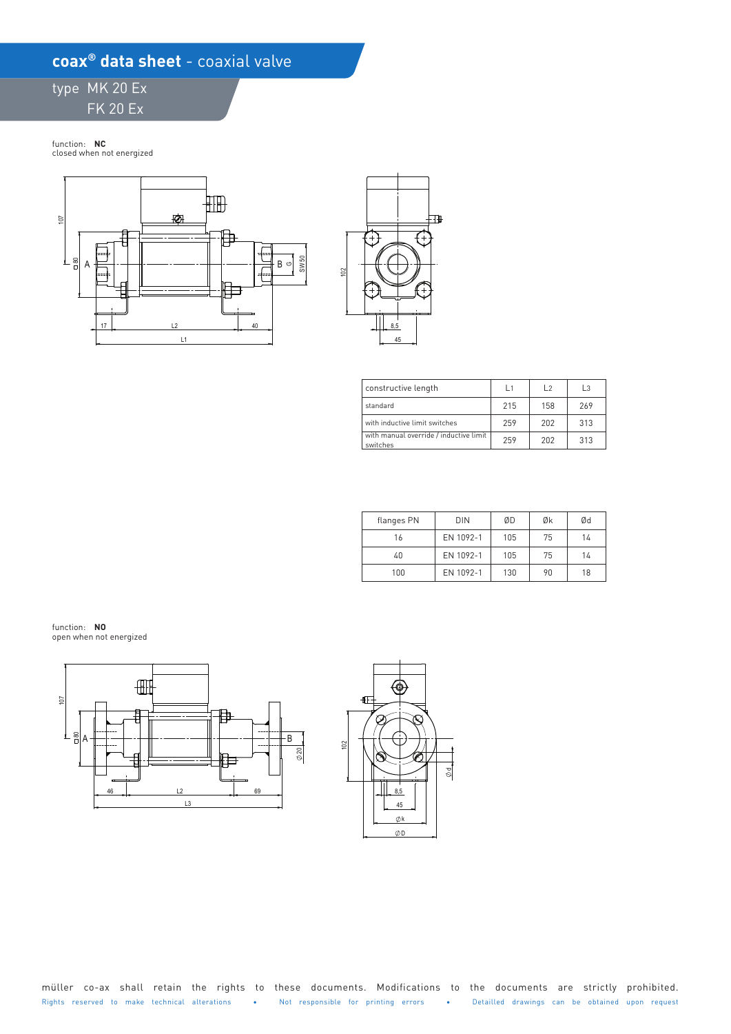# coax® data sheet - coaxial valve

## type MK 20 Ex
## FK 20 Ex

function: **NC**
closed when not energized

107
□ 80
A
B
G
SW 50
17
L2
40
L1
102
8,5
45

| constructive length | L1 | L2 | L3 |
|---|---|---|---|
| standard | 215 | 158 | 269 |
| with inductive limit switches | 259 | 202 | 313 |
| with manual override / inductive limit switches | 259 | 202 | 313 |

| flanges PN | DIN | ØD | Øk | Ød |
|---|---|---|---|---|
| 16 | EN 1092-1 | 105 | 75 | 14 |
| 40 | EN 1092-1 | 105 | 75 | 14 |
| 100 | EN 1092-1 | 130 | 90 | 18 |

function: **NO**
open when not energized

107
□ 80
A
B
Ø 20
46
L2
69
L3
102
Ø d
8,5
45
Ø k
Ø D

müller co-ax shall retain the rights to these documents. Modifications to the documents are strictly prohibited.
Rights reserved to make technical alterations • Not responsible for printing errors • Detailled drawings can be obtained upon request